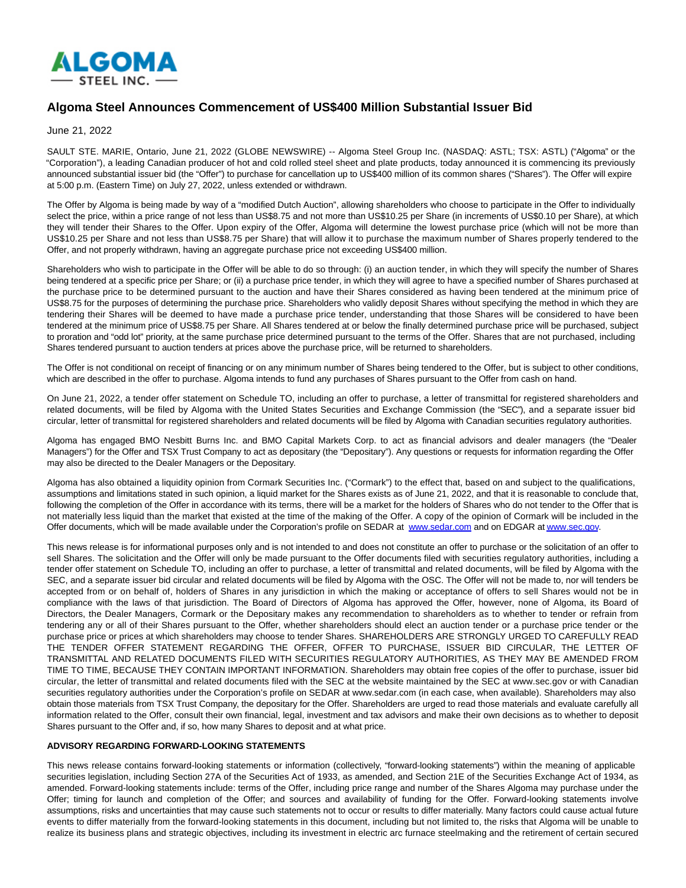# Algoma Steel Announces Commencement of US$400 Million Substantial Issuer Bid

June 21, 2022

SAULT STE. MARIE, Ontario, June 21, 2022 (GLOBE NEWSWIRE) -- Algoma Steel Group Inc. (NASDAQ: ASTL; TSX: ASTL) ("Algoma" or the "Corporation"), a leading Canadian producer of hot and cold rolled steel sheet and plate products, today announced it is commencing its previously announced substantial issuer bid (the "Offer") to purchase for cancellation up to US$400 million of its common shares ("Shares"). The Offer will expire at 5:00 p.m. (Eastern Time) on July 27, 2022, unless extended or withdrawn.

The Offer by Algoma is being made by way of a "modified Dutch Auction", allowing shareholders who choose to participate in the Offer to individually select the price, within a price range of not less than US$8.75 and not more than US$10.25 per Share (in increments of US$0.10 per Share), at which they will tender their Shares to the Offer. Upon expiry of the Offer, Algoma will determine the lowest purchase price (which will not be more than US$10.25 per Share and not less than US$8.75 per Share) that will allow it to purchase the maximum number of Shares properly tendered to the Offer, and not properly withdrawn, having an aggregate purchase price not exceeding US$400 million.

Shareholders who wish to participate in the Offer will be able to do so through: (i) an auction tender, in which they will specify the number of Shares being tendered at a specific price per Share; or (ii) a purchase price tender, in which they will agree to have a specified number of Shares purchased at the purchase price to be determined pursuant to the auction and have their Shares considered as having been tendered at the minimum price of US$8.75 for the purposes of determining the purchase price. Shareholders who validly deposit Shares without specifying the method in which they are tendering their Shares will be deemed to have made a purchase price tender, understanding that those Shares will be considered to have been tendered at the minimum price of US$8.75 per Share. All Shares tendered at or below the finally determined purchase price will be purchased, subject to proration and "odd lot" priority, at the same purchase price determined pursuant to the terms of the Offer. Shares that are not purchased, including Shares tendered pursuant to auction tenders at prices above the purchase price, will be returned to shareholders.

The Offer is not conditional on receipt of financing or on any minimum number of Shares being tendered to the Offer, but is subject to other conditions, which are described in the offer to purchase. Algoma intends to fund any purchases of Shares pursuant to the Offer from cash on hand.

On June 21, 2022, a tender offer statement on Schedule TO, including an offer to purchase, a letter of transmittal for registered shareholders and related documents, will be filed by Algoma with the United States Securities and Exchange Commission (the "SEC"), and a separate issuer bid circular, letter of transmittal for registered shareholders and related documents will be filed by Algoma with Canadian securities regulatory authorities.

Algoma has engaged BMO Nesbitt Burns Inc. and BMO Capital Markets Corp. to act as financial advisors and dealer managers (the "Dealer Managers") for the Offer and TSX Trust Company to act as depositary (the "Depositary"). Any questions or requests for information regarding the Offer may also be directed to the Dealer Managers or the Depositary.

Algoma has also obtained a liquidity opinion from Cormark Securities Inc. ("Cormark") to the effect that, based on and subject to the qualifications, assumptions and limitations stated in such opinion, a liquid market for the Shares exists as of June 21, 2022, and that it is reasonable to conclude that, following the completion of the Offer in accordance with its terms, there will be a market for the holders of Shares who do not tender to the Offer that is not materially less liquid than the market that existed at the time of the making of the Offer. A copy of the opinion of Cormark will be included in the Offer documents, which will be made available under the Corporation's profile on SEDAR at [www.sedar.com](www.sedar.com) and on EDGAR at [www.sec.gov](www.sec.gov).

This news release is for informational purposes only and is not intended to and does not constitute an offer to purchase or the solicitation of an offer to sell Shares. The solicitation and the Offer will only be made pursuant to the Offer documents filed with securities regulatory authorities, including a tender offer statement on Schedule TO, including an offer to purchase, a letter of transmittal and related documents, will be filed by Algoma with the SEC, and a separate issuer bid circular and related documents will be filed by Algoma with the OSC. The Offer will not be made to, nor will tenders be accepted from or on behalf of, holders of Shares in any jurisdiction in which the making or acceptance of offers to sell Shares would not be in compliance with the laws of that jurisdiction. The Board of Directors of Algoma has approved the Offer, however, none of Algoma, its Board of Directors, the Dealer Managers, Cormark or the Depositary makes any recommendation to shareholders as to whether to tender or refrain from tendering any or all of their Shares pursuant to the Offer, whether shareholders should elect an auction tender or a purchase price tender or the purchase price or prices at which shareholders may choose to tender Shares. SHAREHOLDERS ARE STRONGLY URGED TO CAREFULLY READ THE TENDER OFFER STATEMENT REGARDING THE OFFER, OFFER TO PURCHASE, ISSUER BID CIRCULAR, THE LETTER OF TRANSMITTAL AND RELATED DOCUMENTS FILED WITH SECURITIES REGULATORY AUTHORITIES, AS THEY MAY BE AMENDED FROM TIME TO TIME, BECAUSE THEY CONTAIN IMPORTANT INFORMATION. Shareholders may obtain free copies of the offer to purchase, issuer bid circular, the letter of transmittal and related documents filed with the SEC at the website maintained by the SEC at www.sec.gov or with Canadian securities regulatory authorities under the Corporation's profile on SEDAR at www.sedar.com (in each case, when available). Shareholders may also obtain those materials from TSX Trust Company, the depositary for the Offer. Shareholders are urged to read those materials and evaluate carefully all information related to the Offer, consult their own financial, legal, investment and tax advisors and make their own decisions as to whether to deposit Shares pursuant to the Offer and, if so, how many Shares to deposit and at what price.

**ADVISORY REGARDING FORWARD-LOOKING STATEMENTS**

This news release contains forward-looking statements or information (collectively, "forward-looking statements") within the meaning of applicable securities legislation, including Section 27A of the Securities Act of 1933, as amended, and Section 21E of the Securities Exchange Act of 1934, as amended. Forward-looking statements include: terms of the Offer, including price range and number of the Shares Algoma may purchase under the Offer; timing for launch and completion of the Offer; and sources and availability of funding for the Offer. Forward-looking statements involve assumptions, risks and uncertainties that may cause such statements not to occur or results to differ materially. Many factors could cause actual future events to differ materially from the forward-looking statements in this document, including but not limited to, the risks that Algoma will be unable to realize its business plans and strategic objectives, including its investment in electric arc furnace steelmaking and the retirement of certain secured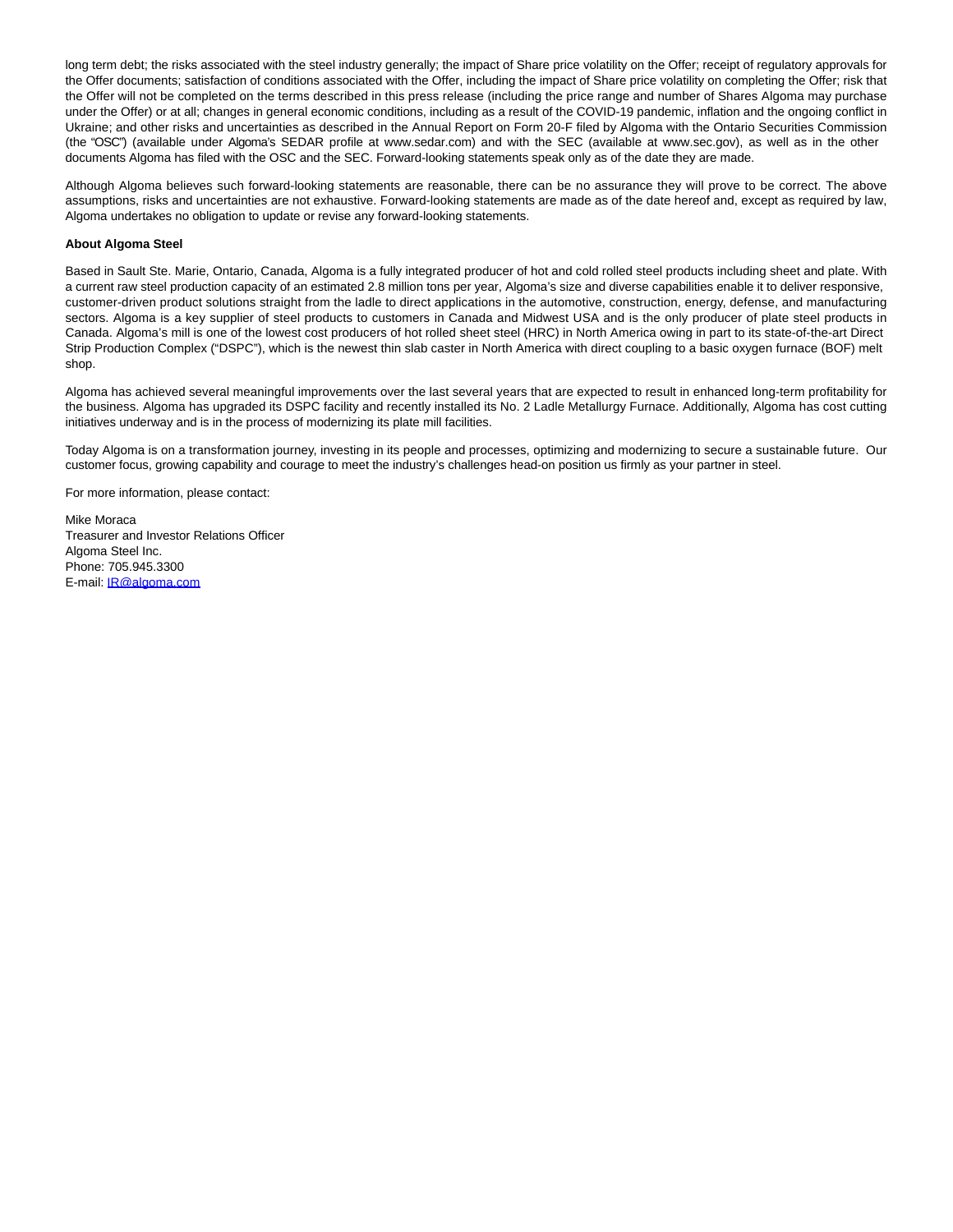long term debt; the risks associated with the steel industry generally; the impact of Share price volatility on the Offer; receipt of regulatory approvals for the Offer documents; satisfaction of conditions associated with the Offer, including the impact of Share price volatility on completing the Offer; risk that the Offer will not be completed on the terms described in this press release (including the price range and number of Shares Algoma may purchase under the Offer) or at all; changes in general economic conditions, including as a result of the COVID-19 pandemic, inflation and the ongoing conflict in Ukraine; and other risks and uncertainties as described in the Annual Report on Form 20-F filed by Algoma with the Ontario Securities Commission (the "OSC") (available under Algoma's SEDAR profile at www.sedar.com) and with the SEC (available at www.sec.gov), as well as in the other documents Algoma has filed with the OSC and the SEC. Forward-looking statements speak only as of the date they are made.

Although Algoma believes such forward-looking statements are reasonable, there can be no assurance they will prove to be correct. The above assumptions, risks and uncertainties are not exhaustive. Forward-looking statements are made as of the date hereof and, except as required by law, Algoma undertakes no obligation to update or revise any forward-looking statements.

**About Algoma Steel**

Based in Sault Ste. Marie, Ontario, Canada, Algoma is a fully integrated producer of hot and cold rolled steel products including sheet and plate. With a current raw steel production capacity of an estimated 2.8 million tons per year, Algoma's size and diverse capabilities enable it to deliver responsive, customer-driven product solutions straight from the ladle to direct applications in the automotive, construction, energy, defense, and manufacturing sectors. Algoma is a key supplier of steel products to customers in Canada and Midwest USA and is the only producer of plate steel products in Canada. Algoma's mill is one of the lowest cost producers of hot rolled sheet steel (HRC) in North America owing in part to its state-of-the-art Direct Strip Production Complex ("DSPC"), which is the newest thin slab caster in North America with direct coupling to a basic oxygen furnace (BOF) melt shop.

Algoma has achieved several meaningful improvements over the last several years that are expected to result in enhanced long-term profitability for the business. Algoma has upgraded its DSPC facility and recently installed its No. 2 Ladle Metallurgy Furnace. Additionally, Algoma has cost cutting initiatives underway and is in the process of modernizing its plate mill facilities.

Today Algoma is on a transformation journey, investing in its people and processes, optimizing and modernizing to secure a sustainable future. Our customer focus, growing capability and courage to meet the industry's challenges head-on position us firmly as your partner in steel.

For more information, please contact:

Mike Moraca
Treasurer and Investor Relations Officer
Algoma Steel Inc.
Phone: 705.945.3300
E-mail: IR@algoma.com